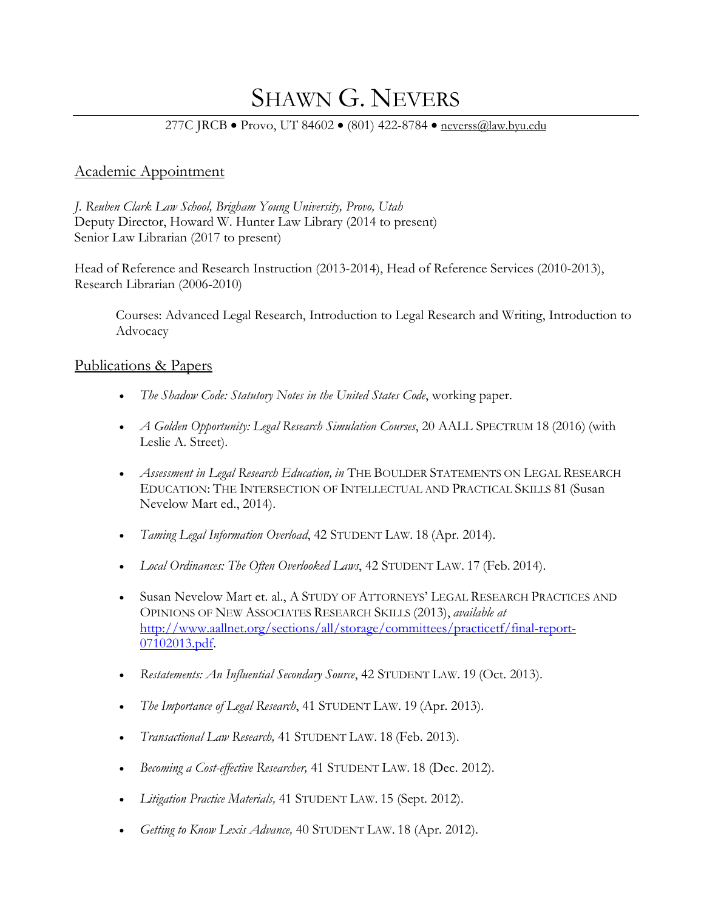# SHAWN G. NEVERS

277C JRCB • Provo, UT 84602 • (801) 422-8784 • neverss@law.byu.edu

## Academic Appointment

*J. Reuben Clark Law School, Brigham Young University, Provo, Utah*
Deputy Director, Howard W. Hunter Law Library (2014 to present)
Senior Law Librarian (2017 to present)

Head of Reference and Research Instruction (2013-2014), Head of Reference Services (2010-2013), Research Librarian (2006-2010)

> Courses: Advanced Legal Research, Introduction to Legal Research and Writing, Introduction to Advocacy

## Publications & Papers

- *The Shadow Code: Statutory Notes in the United States Code*, working paper.
- *A Golden Opportunity: Legal Research Simulation Courses*, 20 AALL SPECTRUM 18 (2016) (with Leslie A. Street).
- *Assessment in Legal Research Education, in* THE BOULDER STATEMENTS ON LEGAL RESEARCH EDUCATION: THE INTERSECTION OF INTELLECTUAL AND PRACTICAL SKILLS 81 (Susan Nevelow Mart ed., 2014).
- *Taming Legal Information Overload*, 42 STUDENT LAW. 18 (Apr. 2014).
- *Local Ordinances: The Often Overlooked Laws*, 42 STUDENT LAW. 17 (Feb. 2014).
- Susan Nevelow Mart et. al., A STUDY OF ATTORNEYS' LEGAL RESEARCH PRACTICES AND OPINIONS OF NEW ASSOCIATES RESEARCH SKILLS (2013), *available at* http://www.aallnet.org/sections/all/storage/committees/practicetf/final-report-07102013.pdf.
- *Restatements: An Influential Secondary Source*, 42 STUDENT LAW. 19 (Oct. 2013).
- *The Importance of Legal Research*, 41 STUDENT LAW. 19 (Apr. 2013).
- *Transactional Law Research,* 41 STUDENT LAW. 18 (Feb. 2013).
- *Becoming a Cost-effective Researcher,* 41 STUDENT LAW. 18 (Dec. 2012).
- *Litigation Practice Materials,* 41 STUDENT LAW. 15 (Sept. 2012).
- *Getting to Know Lexis Advance,* 40 STUDENT LAW. 18 (Apr. 2012).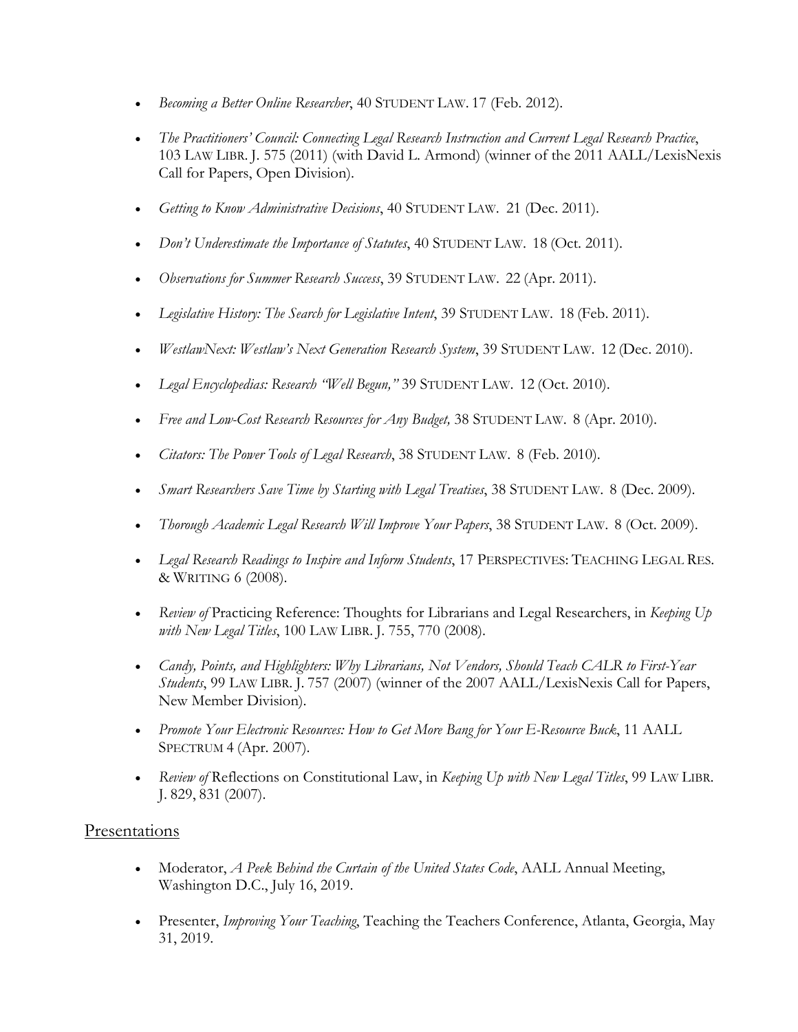- *Becoming a Better Online Researcher*, 40 STUDENT LAW. 17 (Feb. 2012).

- *The Practitioners' Council: Connecting Legal Research Instruction and Current Legal Research Practice*, 103 LAW LIBR. J. 575 (2011) (with David L. Armond) (winner of the 2011 AALL/LexisNexis Call for Papers, Open Division).

- *Getting to Know Administrative Decisions*, 40 STUDENT LAW. 21 (Dec. 2011).

- *Don't Underestimate the Importance of Statutes*, 40 STUDENT LAW. 18 (Oct. 2011).

- *Observations for Summer Research Success*, 39 STUDENT LAW. 22 (Apr. 2011).

- *Legislative History: The Search for Legislative Intent*, 39 STUDENT LAW. 18 (Feb. 2011).

- *WestlawNext: Westlaw's Next Generation Research System*, 39 STUDENT LAW. 12 (Dec. 2010).

- *Legal Encyclopedias: Research "Well Begun,"* 39 STUDENT LAW. 12 (Oct. 2010).

- *Free and Low-Cost Research Resources for Any Budget,* 38 STUDENT LAW. 8 (Apr. 2010).

- *Citators: The Power Tools of Legal Research*, 38 STUDENT LAW. 8 (Feb. 2010).

- *Smart Researchers Save Time by Starting with Legal Treatises*, 38 STUDENT LAW. 8 (Dec. 2009).

- *Thorough Academic Legal Research Will Improve Your Papers*, 38 STUDENT LAW. 8 (Oct. 2009).

- *Legal Research Readings to Inspire and Inform Students*, 17 PERSPECTIVES: TEACHING LEGAL RES. & WRITING 6 (2008).

- *Review of* Practicing Reference: Thoughts for Librarians and Legal Researchers, in *Keeping Up with New Legal Titles*, 100 LAW LIBR. J. 755, 770 (2008).

- *Candy, Points, and Highlighters: Why Librarians, Not Vendors, Should Teach CALR to First-Year Students*, 99 LAW LIBR. J. 757 (2007) (winner of the 2007 AALL/LexisNexis Call for Papers, New Member Division).

- *Promote Your Electronic Resources: How to Get More Bang for Your E-Resource Buck*, 11 AALL SPECTRUM 4 (Apr. 2007).

- *Review of* Reflections on Constitutional Law, in *Keeping Up with New Legal Titles*, 99 LAW LIBR. J. 829, 831 (2007).

## Presentations

- Moderator, *A Peek Behind the Curtain of the United States Code*, AALL Annual Meeting, Washington D.C., July 16, 2019.

- Presenter, *Improving Your Teaching*, Teaching the Teachers Conference, Atlanta, Georgia, May 31, 2019.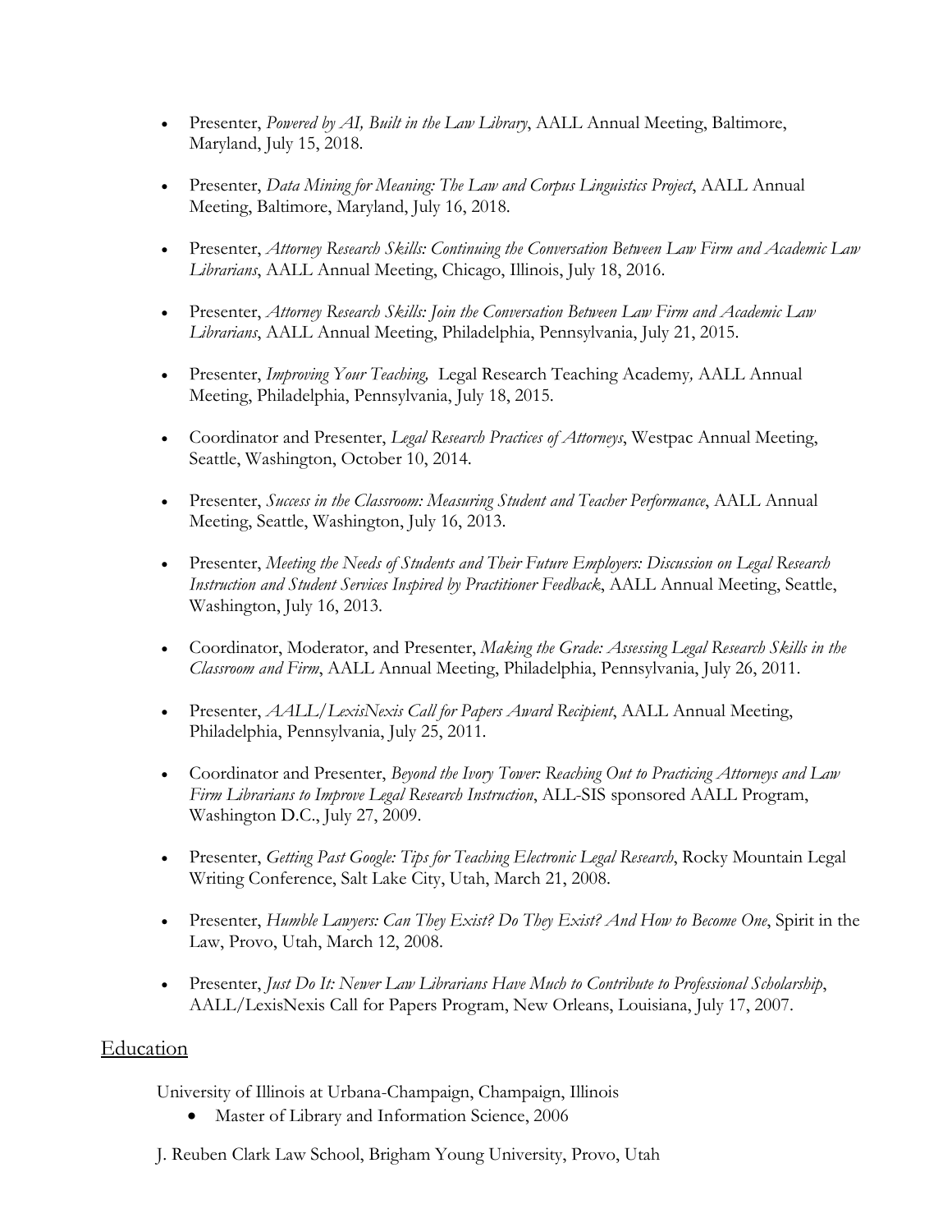- Presenter, *Powered by AI, Built in the Law Library*, AALL Annual Meeting, Baltimore, Maryland, July 15, 2018.

- Presenter, *Data Mining for Meaning: The Law and Corpus Linguistics Project*, AALL Annual Meeting, Baltimore, Maryland, July 16, 2018.

- Presenter, *Attorney Research Skills: Continuing the Conversation Between Law Firm and Academic Law Librarians*, AALL Annual Meeting, Chicago, Illinois, July 18, 2016.

- Presenter, *Attorney Research Skills: Join the Conversation Between Law Firm and Academic Law Librarians*, AALL Annual Meeting, Philadelphia, Pennsylvania, July 21, 2015.

- Presenter, *Improving Your Teaching,* Legal Research Teaching Academy*,* AALL Annual Meeting, Philadelphia, Pennsylvania, July 18, 2015.

- Coordinator and Presenter, *Legal Research Practices of Attorneys*, Westpac Annual Meeting, Seattle, Washington, October 10, 2014.

- Presenter, *Success in the Classroom: Measuring Student and Teacher Performance*, AALL Annual Meeting, Seattle, Washington, July 16, 2013.

- Presenter, *Meeting the Needs of Students and Their Future Employers: Discussion on Legal Research Instruction and Student Services Inspired by Practitioner Feedback*, AALL Annual Meeting, Seattle, Washington, July 16, 2013.

- Coordinator, Moderator, and Presenter, *Making the Grade: Assessing Legal Research Skills in the Classroom and Firm*, AALL Annual Meeting, Philadelphia, Pennsylvania, July 26, 2011.

- Presenter, *AALL/LexisNexis Call for Papers Award Recipient*, AALL Annual Meeting, Philadelphia, Pennsylvania, July 25, 2011.

- Coordinator and Presenter, *Beyond the Ivory Tower: Reaching Out to Practicing Attorneys and Law Firm Librarians to Improve Legal Research Instruction*, ALL-SIS sponsored AALL Program, Washington D.C., July 27, 2009.

- Presenter, *Getting Past Google: Tips for Teaching Electronic Legal Research*, Rocky Mountain Legal Writing Conference, Salt Lake City, Utah, March 21, 2008.

- Presenter, *Humble Lawyers: Can They Exist? Do They Exist? And How to Become One*, Spirit in the Law, Provo, Utah, March 12, 2008.

- Presenter, *Just Do It: Newer Law Librarians Have Much to Contribute to Professional Scholarship*, AALL/LexisNexis Call for Papers Program, New Orleans, Louisiana, July 17, 2007.

## Education

University of Illinois at Urbana-Champaign, Champaign, Illinois

- Master of Library and Information Science, 2006

J. Reuben Clark Law School, Brigham Young University, Provo, Utah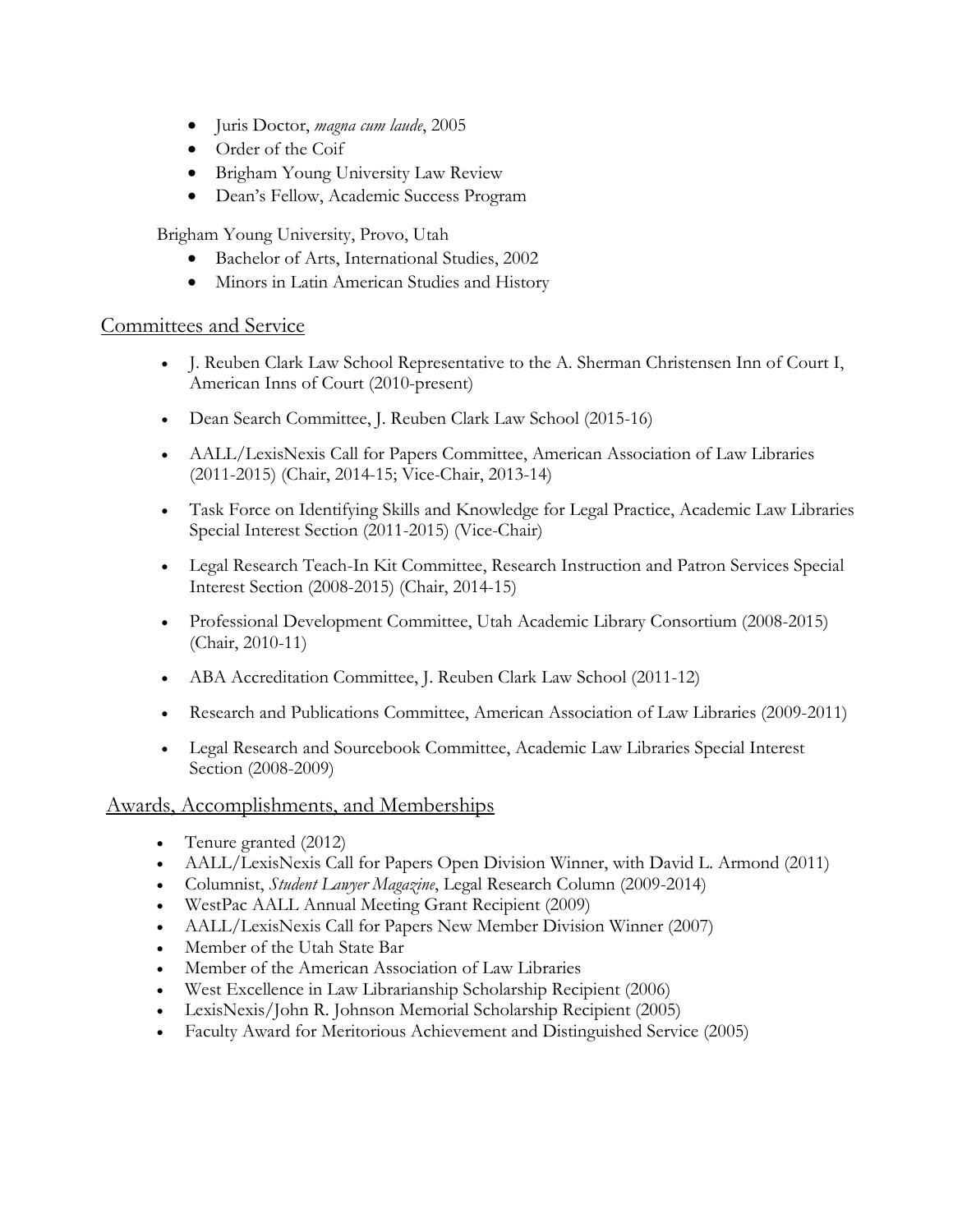- Juris Doctor, *magna cum laude*, 2005
- Order of the Coif
- Brigham Young University Law Review
- Dean's Fellow, Academic Success Program

Brigham Young University, Provo, Utah

- Bachelor of Arts, International Studies, 2002
- Minors in Latin American Studies and History

## Committees and Service

- J. Reuben Clark Law School Representative to the A. Sherman Christensen Inn of Court I, American Inns of Court (2010-present)
- Dean Search Committee, J. Reuben Clark Law School (2015-16)
- AALL/LexisNexis Call for Papers Committee, American Association of Law Libraries (2011-2015) (Chair, 2014-15; Vice-Chair, 2013-14)
- Task Force on Identifying Skills and Knowledge for Legal Practice, Academic Law Libraries Special Interest Section (2011-2015) (Vice-Chair)
- Legal Research Teach-In Kit Committee, Research Instruction and Patron Services Special Interest Section (2008-2015) (Chair, 2014-15)
- Professional Development Committee, Utah Academic Library Consortium (2008-2015) (Chair, 2010-11)
- ABA Accreditation Committee, J. Reuben Clark Law School (2011-12)
- Research and Publications Committee, American Association of Law Libraries (2009-2011)
- Legal Research and Sourcebook Committee, Academic Law Libraries Special Interest Section (2008-2009)

## Awards, Accomplishments, and Memberships

- Tenure granted (2012)
- AALL/LexisNexis Call for Papers Open Division Winner, with David L. Armond (2011)
- Columnist, *Student Lawyer Magazine*, Legal Research Column (2009-2014)
- WestPac AALL Annual Meeting Grant Recipient (2009)
- AALL/LexisNexis Call for Papers New Member Division Winner (2007)
- Member of the Utah State Bar
- Member of the American Association of Law Libraries
- West Excellence in Law Librarianship Scholarship Recipient (2006)
- LexisNexis/John R. Johnson Memorial Scholarship Recipient (2005)
- Faculty Award for Meritorious Achievement and Distinguished Service (2005)